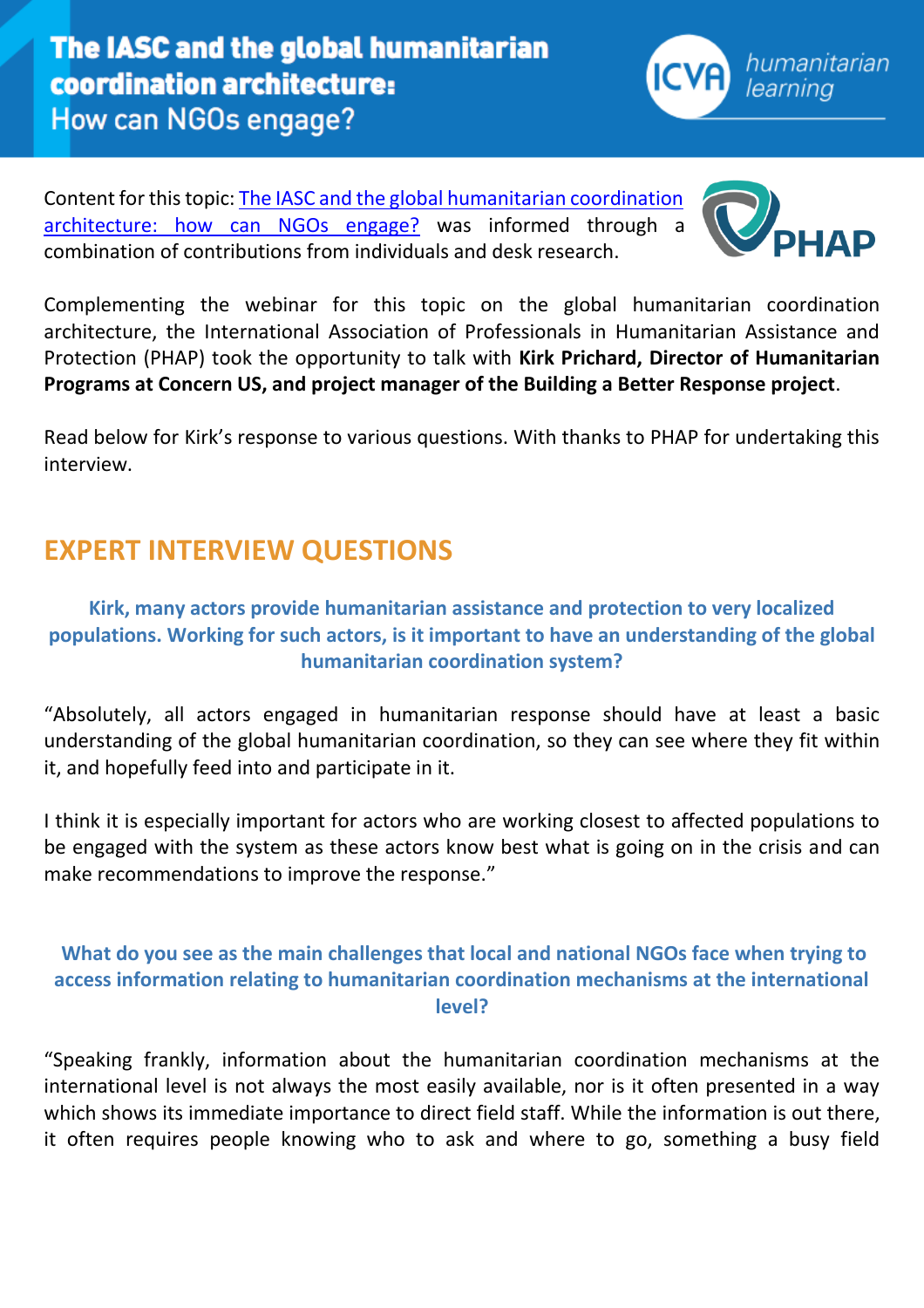# The IASC and the global humanitarian coordination architecture: How can NGOs engage?

Content for this topic: [The IASC and the global humanitarian coordination architecture: how can NGOs engage?]() was informed through a combination of contributions from individuals and desk research.

Complementing the webinar for this topic on the global humanitarian coordination architecture, the International Association of Professionals in Humanitarian Assistance and Protection (PHAP) took the opportunity to talk with **Kirk Prichard, Director of Humanitarian Programs at Concern US, and project manager of the Building a Better Response project**.

Read below for Kirk's response to various questions. With thanks to PHAP for undertaking this interview.

## EXPERT INTERVIEW QUESTIONS

### Kirk, many actors provide humanitarian assistance and protection to very localized populations. Working for such actors, is it important to have an understanding of the global humanitarian coordination system?

"Absolutely, all actors engaged in humanitarian response should have at least a basic understanding of the global humanitarian coordination, so they can see where they fit within it, and hopefully feed into and participate in it.

I think it is especially important for actors who are working closest to affected populations to be engaged with the system as these actors know best what is going on in the crisis and can make recommendations to improve the response."

### What do you see as the main challenges that local and national NGOs face when trying to access information relating to humanitarian coordination mechanisms at the international level?

"Speaking frankly, information about the humanitarian coordination mechanisms at the international level is not always the most easily available, nor is it often presented in a way which shows its immediate importance to direct field staff. While the information is out there, it often requires people knowing who to ask and where to go, something a busy field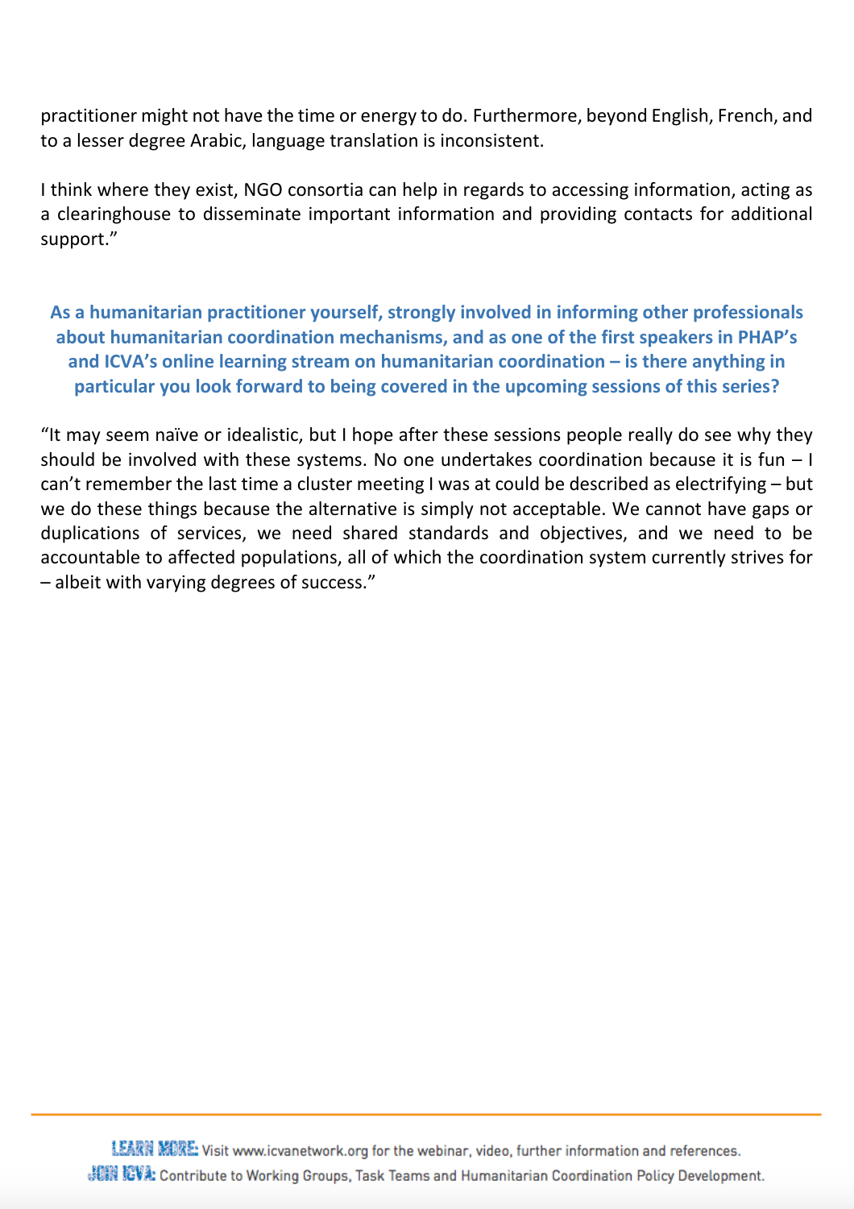practitioner might not have the time or energy to do. Furthermore, beyond English, French, and to a lesser degree Arabic, language translation is inconsistent.

I think where they exist, NGO consortia can help in regards to accessing information, acting as a clearinghouse to disseminate important information and providing contacts for additional support."

**As a humanitarian practitioner yourself, strongly involved in informing other professionals about humanitarian coordination mechanisms, and as one of the first speakers in PHAP's and ICVA's online learning stream on humanitarian coordination – is there anything in particular you look forward to being covered in the upcoming sessions of this series?**

"It may seem naïve or idealistic, but I hope after these sessions people really do see why they should be involved with these systems. No one undertakes coordination because it is fun – I can't remember the last time a cluster meeting I was at could be described as electrifying – but we do these things because the alternative is simply not acceptable. We cannot have gaps or duplications of services, we need shared standards and objectives, and we need to be accountable to affected populations, all of which the coordination system currently strives for – albeit with varying degrees of success."

**LEARN MORE:** Visit www.icvanetwork.org for the webinar, video, further information and references.

**JOIN ICVA:** Contribute to Working Groups, Task Teams and Humanitarian Coordination Policy Development.